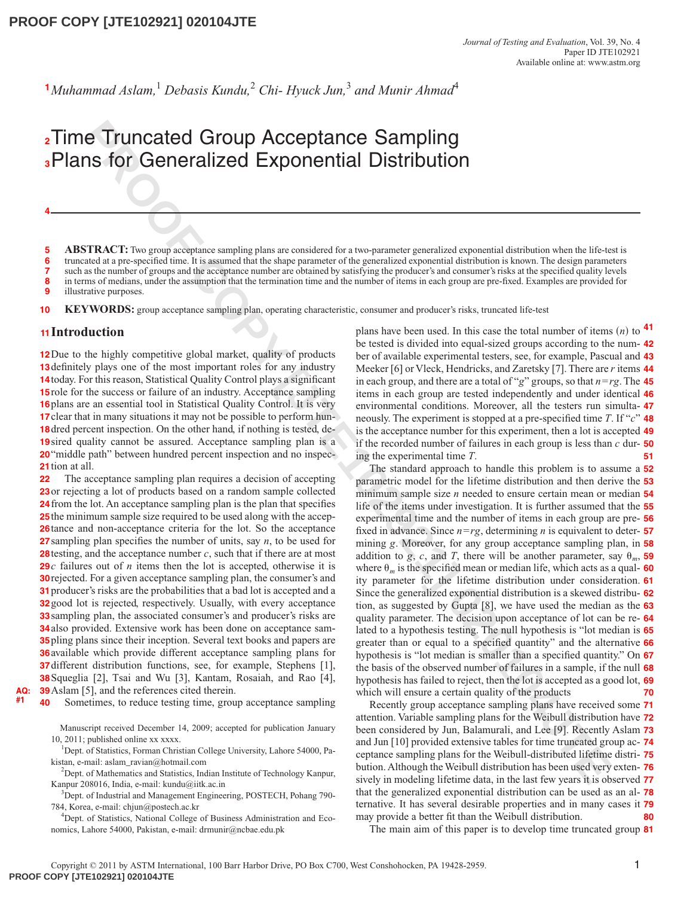Muhammad Aslam,[1] Debasis Kundu,[2] Chi- Hyuck Jun,[3] and Munir Ahmad[4]

# Time Truncated Group Acceptance Sampling Plans for Generalized Exponential Distribution

**ABSTRACT:** Two group acceptance sampling plans are considered for a two-parameter generalized exponential distribution when the life-test is truncated at a pre-specified time. It is assumed that the shape parameter of the generalized exponential distribution is known. The design parameters such as the number of groups and the acceptance number are obtained by satisfying the producer's and consumer's risks at the specified quality levels in terms of medians, under the assumption that the termination time and the number of items in each group are pre-fixed. Examples are provided for illustrative purposes.

**KEYWORDS:** group acceptance sampling plan, operating characteristic, consumer and producer's risks, truncated life-test

## Introduction

Due to the highly competitive global market, quality of products definitely plays one of the most important roles for any industry today. For this reason, Statistical Quality Control plays a significant role for the success or failure of an industry. Acceptance sampling plans are an essential tool in Statistical Quality Control. It is very clear that in many situations it may not be possible to perform hundred percent inspection. On the other hand, if nothing is tested, desired quality cannot be assured. Acceptance sampling plan is a "middle path" between hundred percent inspection and no inspection at all.

The acceptance sampling plan requires a decision of accepting or rejecting a lot of products based on a random sample collected from the lot. An acceptance sampling plan is the plan that specifies the minimum sample size required to be used along with the acceptance and non-acceptance criteria for the lot. So the acceptance sampling plan specifies the number of units, say $n$, to be used for testing, and the acceptance number $c$, such that if there are at most $c$ failures out of $n$ items then the lot is accepted, otherwise it is rejected. For a given acceptance sampling plan, the consumer's and producer's risks are the probabilities that a bad lot is accepted and a good lot is rejected, respectively. Usually, with every acceptance sampling plan, the associated consumer's and producer's risks are also provided. Extensive work has been done on acceptance sampling plans since their inception. Several text books and papers are available which provide different acceptance sampling plans for different distribution functions, see, for example, Stephens [1], Squeglia [2], Tsai and Wu [3], Kantam, Rosaiah, and Rao [4], Aslam [5], and the references cited therein.

Sometimes, to reduce testing time, group acceptance sampling plans have been used. In this case the total number of items ($n$) to be tested is divided into equal-sized groups according to the number of available experimental testers, see, for example, Pascual and Meeker [6] or Vleck, Hendricks, and Zaretsky [7]. There are $r$ items in each group, and there are a total of "$g$" groups, so that $n=rg$. The items in each group are tested independently and under identical environmental conditions. Moreover, all the testers run simultaneously. The experiment is stopped at a pre-specified time $T$. If "$c$" is the acceptance number for this experiment, then a lot is accepted if the recorded number of failures in each group is less than $c$ during the experimental time $T$.

The standard approach to handle this problem is to assume a parametric model for the lifetime distribution and then derive the minimum sample size $n$ needed to ensure certain mean or median life of the items under investigation. It is further assumed that the experimental time and the number of items in each group are prefixed in advance. Since $n=rg$, determining $n$ is equivalent to determining $g$. Moreover, for any group acceptance sampling plan, in addition to $g$, $c$, and $T$, there will be another parameter, say $\theta_m$, where $\theta_m$ is the specified mean or median life, which acts as a quality parameter for the lifetime distribution under consideration. Since the generalized exponential distribution is a skewed distribution, as suggested by Gupta [8], we have used the median as the quality parameter. The decision upon acceptance of lot can be related to a hypothesis testing. The null hypothesis is "lot median is greater than or equal to a specified quantity" and the alternative hypothesis is "lot median is smaller than a specified quantity." On the basis of the observed number of failures in a sample, if the null hypothesis has failed to reject, then the lot is accepted as a good lot, which will ensure a certain quality of the products

Recently group acceptance sampling plans have received some attention. Variable sampling plans for the Weibull distribution have been considered by Jun, Balamurali, and Lee [9]. Recently Aslam and Jun [10] provided extensive tables for time truncated group acceptance sampling plans for the Weibull-distributed lifetime distribution. Although the Weibull distribution has been used very extensively in modeling lifetime data, in the last few years it is observed that the generalized exponential distribution can be used as an alternative. It has several desirable properties and in many cases it may provide a better fit than the Weibull distribution.

The main aim of this paper is to develop time truncated group

Manuscript received December 14, 2009; accepted for publication January 10, 2011; published online xx xxxx.

[1]Dept. of Statistics, Forman Christian College University, Lahore 54000, Pakistan, e-mail: aslam_ravian@hotmail.com

[2]Dept. of Mathematics and Statistics, Indian Institute of Technology Kanpur, Kanpur 208016, India, e-mail: kundu@iitk.ac.in

[3]Dept. of Industrial and Management Engineering, POSTECH, Pohang 790-784, Korea, e-mail: chjun@postech.ac.kr

[4]Dept. of Statistics, National College of Business Administration and Economics, Lahore 54000, Pakistan, e-mail: drmunir@ncbae.edu.pk

Copyright © 2011 by ASTM International, 100 Barr Harbor Drive, PO Box C700, West Conshohocken, PA 19428-2959.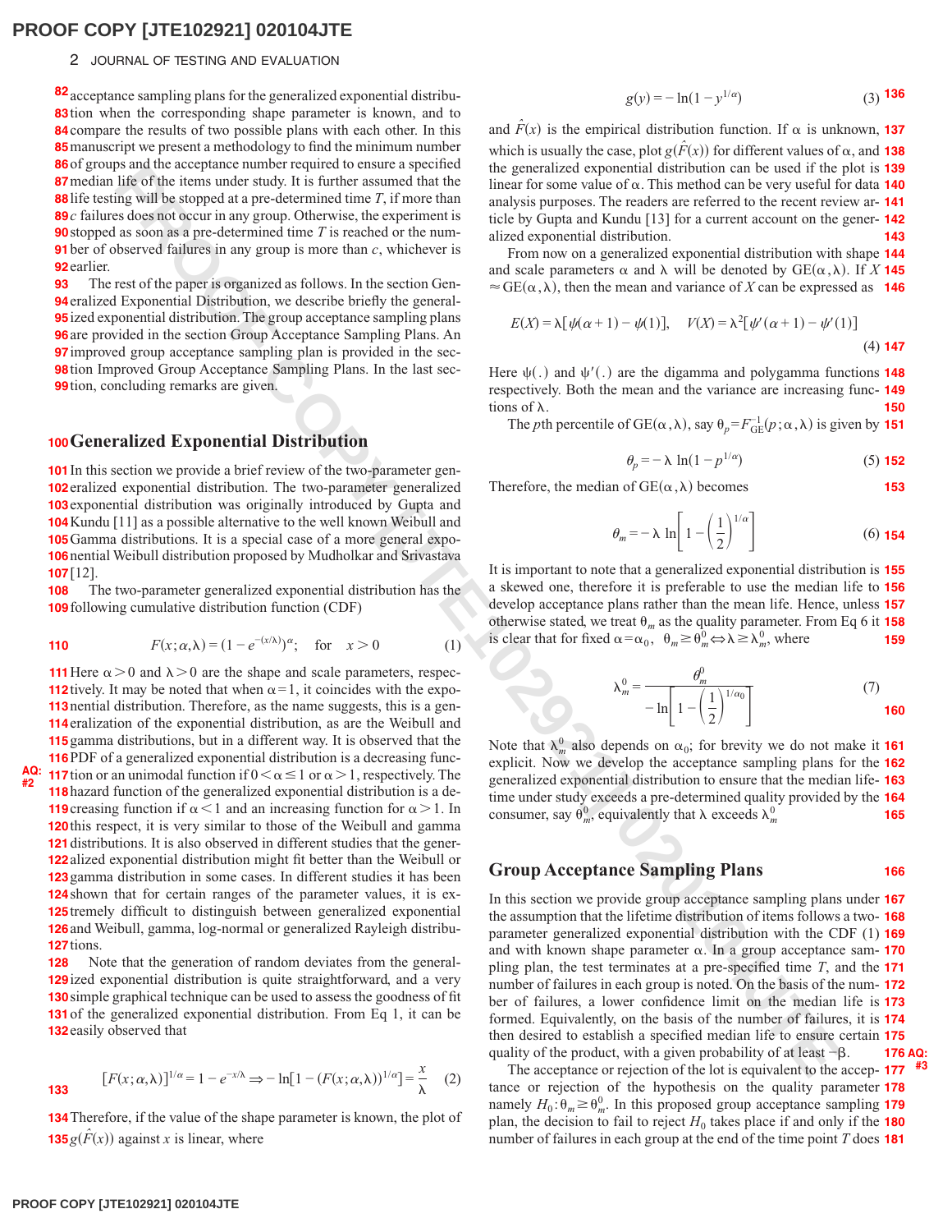acceptance sampling plans for the generalized exponential distribution when the corresponding shape parameter is known, and to compare the results of two possible plans with each other. In this manuscript we present a methodology to find the minimum number of groups and the acceptance number required to ensure a specified median life of the items under study. It is further assumed that the life testing will be stopped at a pre-determined time $T$, if more than $c$ failures does not occur in any group. Otherwise, the experiment is stopped as soon as a pre-determined time $T$ is reached or the number of observed failures in any group is more than $c$, whichever is earlier.

The rest of the paper is organized as follows. In the section Generalized Exponential Distribution, we describe briefly the generalized exponential distribution. The group acceptance sampling plans are provided in the section Group Acceptance Sampling Plans. An improved group acceptance sampling plan is provided in the section Improved Group Acceptance Sampling Plans. In the last section, concluding remarks are given.

## Generalized Exponential Distribution

In this section we provide a brief review of the two-parameter generalized exponential distribution. The two-parameter generalized exponential distribution was originally introduced by Gupta and Kundu [11] as a possible alternative to the well known Weibull and Gamma distributions. It is a special case of a more general exponential Weibull distribution proposed by Mudholkar and Srivastava [12].

The two-parameter generalized exponential distribution has the following cumulative distribution function (CDF)

$$F(x;\alpha,\lambda) = (1 - e^{-(x/\lambda)})^{\alpha}; \quad \text{for} \quad x > 0 \tag{1}$$

Here $\alpha > 0$ and $\lambda > 0$ are the shape and scale parameters, respectively. It may be noted that when $\alpha = 1$, it coincides with the exponential distribution. Therefore, as the name suggests, this is a generalization of the exponential distribution, as are the Weibull and gamma distributions, but in a different way. It is observed that the PDF of a generalized exponential distribution is a decreasing function or an unimodal function if $0 < \alpha \leq 1$ or $\alpha > 1$, respectively. The hazard function of the generalized exponential distribution is a decreasing function if $\alpha < 1$ and an increasing function for $\alpha > 1$. In this respect, it is very similar to those of the Weibull and gamma distributions. It is also observed in different studies that the generalized exponential distribution might fit better than the Weibull or gamma distribution in some cases. In different studies it has been shown that for certain ranges of the parameter values, it is extremely difficult to distinguish between generalized exponential and Weibull, gamma, log-normal or generalized Rayleigh distributions.

Note that the generation of random deviates from the generalized exponential distribution is quite straightforward, and a very simple graphical technique can be used to assess the goodness of fit of the generalized exponential distribution. From Eq 1, it can be easily observed that

$$[F(x;\alpha,\lambda)]^{1/\alpha} = 1 - e^{-x/\lambda} \Rightarrow -\ln[1 - (F(x;\alpha,\lambda))^{1/\alpha}] = \frac{x}{\lambda} \tag{2}$$

Therefore, if the value of the shape parameter is known, the plot of $g(\hat{F}(x))$ against $x$ is linear, where

$$g(y) = -\ln(1 - y^{1/\alpha}) \tag{3}$$

and $\hat{F}(x)$ is the empirical distribution function. If $\alpha$ is unknown, which is usually the case, plot $g(\hat{F}(x))$ for different values of $\alpha$, and the generalized exponential distribution can be used if the plot is linear for some value of $\alpha$. This method can be very useful for data analysis purposes. The readers are referred to the recent review article by Gupta and Kundu [13] for a current account on the generalized exponential distribution.

From now on a generalized exponential distribution with shape and scale parameters $\alpha$ and $\lambda$ will be denoted by $\text{GE}(\alpha,\lambda)$. If $X \approx \text{GE}(\alpha,\lambda)$, then the mean and variance of $X$ can be expressed as

$$E(X) = \lambda[\psi(\alpha+1) - \psi(1)], \quad V(X) = \lambda^2[\psi'(\alpha+1) - \psi'(1)] \tag{4}$$

Here $\psi(.)$ and $\psi'(.)$ are the digamma and polygamma functions respectively. Both the mean and the variance are increasing functions of $\lambda$.

The $p$th percentile of $\text{GE}(\alpha,\lambda)$, say $\theta_p = F_{\text{GE}}^{-1}(p;\alpha,\lambda)$ is given by

$$\theta_p = -\lambda \ln(1 - p^{1/\alpha}) \tag{5}$$

Therefore, the median of $\text{GE}(\alpha,\lambda)$ becomes

$$\theta_m = -\lambda \ln\left[1 - \left(\frac{1}{2}\right)^{1/\alpha}\right] \tag{6}$$

It is important to note that a generalized exponential distribution is a skewed one, therefore it is preferable to use the median life to develop acceptance plans rather than the mean life. Hence, unless otherwise stated, we treat $\theta_m$ as the quality parameter. From Eq 6 it is clear that for fixed $\alpha = \alpha_0$, $\theta_m \geq \theta_m^0 \Leftrightarrow \lambda \geq \lambda_m^0$, where

$$\lambda_m^0 = \frac{\theta_m^0}{-\ln\left[1 - \left(\frac{1}{2}\right)^{1/\alpha_0}\right]} \tag{7}$$

Note that $\lambda_m^0$ also depends on $\alpha_0$; for brevity we do not make it explicit. Now we develop the acceptance sampling plans for the generalized exponential distribution to ensure that the median lifetime under study exceeds a pre-determined quality provided by the consumer, say $\theta_m^0$, equivalently that $\lambda$ exceeds $\lambda_m^0$

## Group Acceptance Sampling Plans

In this section we provide group acceptance sampling plans under the assumption that the lifetime distribution of items follows a two-parameter generalized exponential distribution with the CDF (1) and with known shape parameter $\alpha$. In a group acceptance sampling plan, the test terminates at a pre-specified time $T$, and the number of failures in each group is noted. On the basis of the number of failures, a lower confidence limit on the median life is formed. Equivalently, on the basis of the number of failures, it is then desired to establish a specified median life to ensure certain quality of the product, with a given probability of at least $-\beta$.

The acceptance or rejection of the lot is equivalent to the acceptance or rejection of the hypothesis on the quality parameter namely $H_0: \theta_m \geq \theta_m^0$. In this proposed group acceptance sampling plan, the decision to fail to reject $H_0$ takes place if and only if the number of failures in each group at the end of the time point $T$ does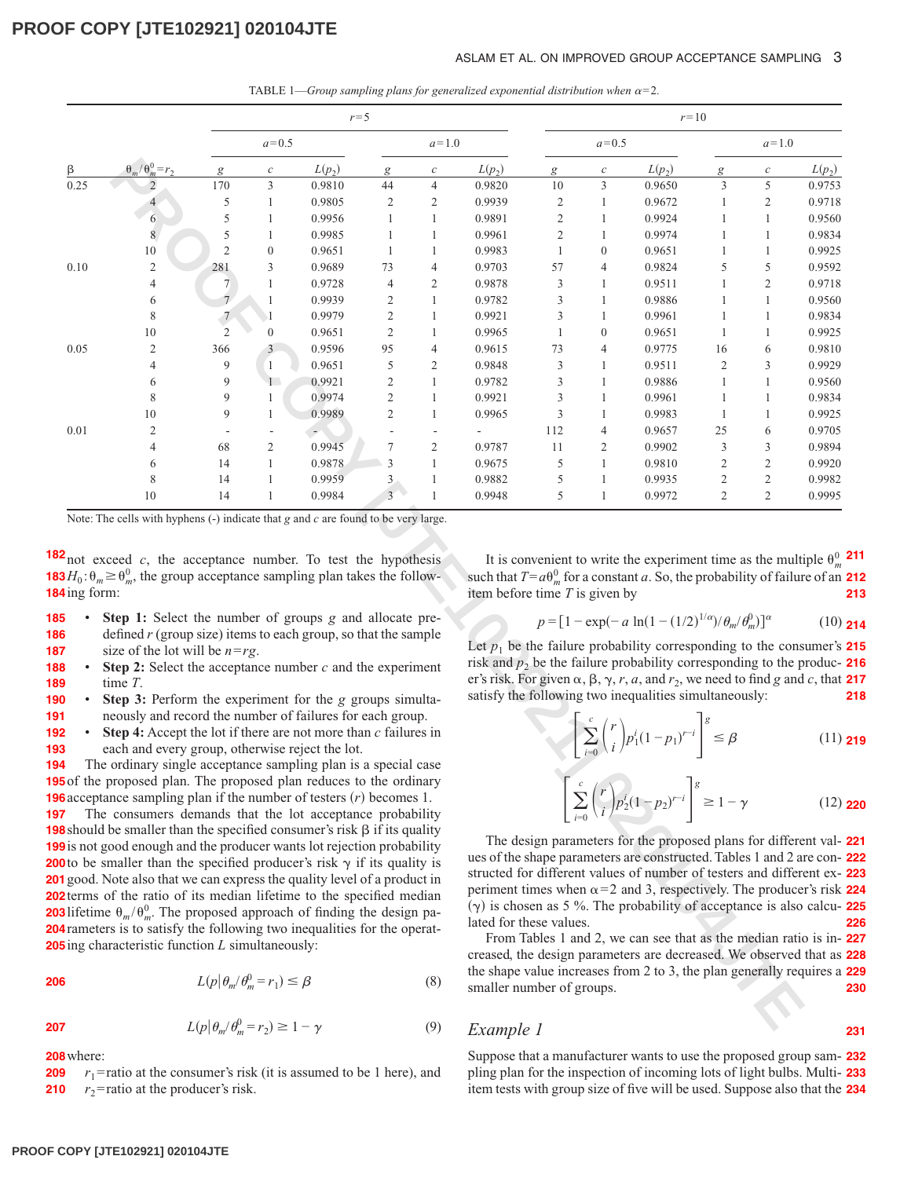TABLE 1—*Group sampling plans for generalized exponential distribution when $\alpha = 2$.*

| | | $r=5$ | | | | | | $r=10$ | | | | | |
|---|---|---|---|---|---|---|---|---|---|---|---|---|---|
| | | $a=0.5$ | | | $a=1.0$ | | | $a=0.5$ | | | $a=1.0$ | | |
| β | $\theta_m/\theta_m^0=r_2$ | $g$ | $c$ | $L(p_2)$ | $g$ | $c$ | $L(p_2)$ | $g$ | $c$ | $L(p_2)$ | $g$ | $c$ | $L(p_2)$ |
| 0.25 | 2 | 170 | 3 | 0.9810 | 44 | 4 | 0.9820 | 10 | 3 | 0.9650 | 3 | 5 | 0.9753 |
| | 4 | 5 | 1 | 0.9805 | 2 | 2 | 0.9939 | 2 | 1 | 0.9672 | 1 | 2 | 0.9718 |
| | 6 | 5 | 1 | 0.9956 | 1 | 1 | 0.9891 | 2 | 1 | 0.9924 | 1 | 1 | 0.9560 |
| | 8 | 5 | 1 | 0.9985 | 1 | 1 | 0.9961 | 2 | 1 | 0.9974 | 1 | 1 | 0.9834 |
| | 10 | 2 | 0 | 0.9651 | 1 | 1 | 0.9983 | 1 | 0 | 0.9651 | 1 | 1 | 0.9925 |
| 0.10 | 2 | 281 | 3 | 0.9689 | 73 | 4 | 0.9703 | 57 | 4 | 0.9824 | 5 | 5 | 0.9592 |
| | 4 | 7 | 1 | 0.9728 | 4 | 2 | 0.9878 | 3 | 1 | 0.9511 | 1 | 2 | 0.9718 |
| | 6 | 7 | 1 | 0.9939 | 2 | 1 | 0.9782 | 3 | 1 | 0.9886 | 1 | 1 | 0.9560 |
| | 8 | 7 | 1 | 0.9979 | 2 | 1 | 0.9921 | 3 | 1 | 0.9961 | 1 | 1 | 0.9834 |
| | 10 | 2 | 0 | 0.9651 | 2 | 1 | 0.9965 | 1 | 0 | 0.9651 | 1 | 1 | 0.9925 |
| 0.05 | 2 | 366 | 3 | 0.9596 | 95 | 4 | 0.9615 | 73 | 4 | 0.9775 | 16 | 6 | 0.9810 |
| | 4 | 9 | 1 | 0.9651 | 5 | 2 | 0.9848 | 3 | 1 | 0.9511 | 2 | 3 | 0.9929 |
| | 6 | 9 | 1 | 0.9921 | 2 | 1 | 0.9782 | 3 | 1 | 0.9886 | 1 | 1 | 0.9560 |
| | 8 | 9 | 1 | 0.9974 | 2 | 1 | 0.9921 | 3 | 1 | 0.9961 | 1 | 1 | 0.9834 |
| | 10 | 9 | 1 | 0.9989 | 2 | 1 | 0.9965 | 3 | 1 | 0.9983 | 1 | 1 | 0.9925 |
| 0.01 | 2 | - | - | - | - | - | - | 112 | 4 | 0.9657 | 25 | 6 | 0.9705 |
| | 4 | 68 | 2 | 0.9945 | 7 | 2 | 0.9787 | 11 | 2 | 0.9902 | 3 | 3 | 0.9894 |
| | 6 | 14 | 1 | 0.9878 | 3 | 1 | 0.9675 | 5 | 1 | 0.9810 | 2 | 2 | 0.9920 |
| | 8 | 14 | 1 | 0.9959 | 3 | 1 | 0.9882 | 5 | 1 | 0.9935 | 2 | 2 | 0.9982 |
| | 10 | 14 | 1 | 0.9984 | 3 | 1 | 0.9948 | 5 | 1 | 0.9972 | 2 | 2 | 0.9995 |

Note: The cells with hyphens (-) indicate that $g$ and $c$ are found to be very large.

not exceed $c$, the acceptance number. To test the hypothesis $H_0: \theta_m \geq \theta_m^0$, the group acceptance sampling plan takes the following form:

- **Step 1:** Select the number of groups $g$ and allocate predefined $r$ (group size) items to each group, so that the sample size of the lot will be $n=rg$.
- **Step 2:** Select the acceptance number $c$ and the experiment time $T$.
- **Step 3:** Perform the experiment for the $g$ groups simultaneously and record the number of failures for each group.
- **Step 4:** Accept the lot if there are not more than $c$ failures in each and every group, otherwise reject the lot.

The ordinary single acceptance sampling plan is a special case of the proposed plan. The proposed plan reduces to the ordinary acceptance sampling plan if the number of testers ($r$) becomes 1.

The consumers demands that the lot acceptance probability should be smaller than the specified consumer's risk β if its quality is not good enough and the producer wants lot rejection probability to be smaller than the specified producer's risk γ if its quality is good. Note also that we can express the quality level of a product in terms of the ratio of its median lifetime to the specified median lifetime $\theta_m/\theta_m^0$. The proposed approach of finding the design parameters is to satisfy the following two inequalities for the operating characteristic function $L$ simultaneously:

$$L(p|\theta_m/\theta_m^0 = r_1) \leq \beta \tag{8}$$

$$L(p|\theta_m/\theta_m^0 = r_2) \geq 1-\gamma \tag{9}$$

where:

$r_1$=ratio at the consumer's risk (it is assumed to be 1 here), and
$r_2$=ratio at the producer's risk.

It is convenient to write the experiment time as the multiple $\theta_m^0$ such that $T = a\theta_m^0$ for a constant $a$. So, the probability of failure of an item before time $T$ is given by

$$p = [1 - \exp(-a \ln(1-(1/2)^{1/\alpha})/\theta_m/\theta_m^0)]^{\alpha} \tag{10}$$

Let $p_1$ be the failure probability corresponding to the consumer's risk and $p_2$ be the failure probability corresponding to the producer's risk. For given α, β, γ, $r$, $a$, and $r_2$, we need to find $g$ and $c$, that satisfy the following two inequalities simultaneously:

$$\left[\sum_{i=0}^{c}\binom{r}{i}p_1^i(1-p_1)^{r-i}\right]^g \leq \beta \tag{11}$$

$$\left[\sum_{i=0}^{c}\binom{r}{i}p_2^i(1-p_2)^{r-i}\right]^g \geq 1-\gamma \tag{12}$$

The design parameters for the proposed plans for different values of the shape parameters are constructed. Tables 1 and 2 are constructed for different values of number of testers and different experiment times when $\alpha=2$ and 3, respectively. The producer's risk (γ) is chosen as 5 %. The probability of acceptance is also calculated for these values.

From Tables 1 and 2, we can see that as the median ratio is increased, the design parameters are decreased. We observed that as the shape value increases from 2 to 3, the plan generally requires a smaller number of groups.

## *Example 1*

Suppose that a manufacturer wants to use the proposed group sampling plan for the inspection of incoming lots of light bulbs. Multi-item tests with group size of five will be used. Suppose also that the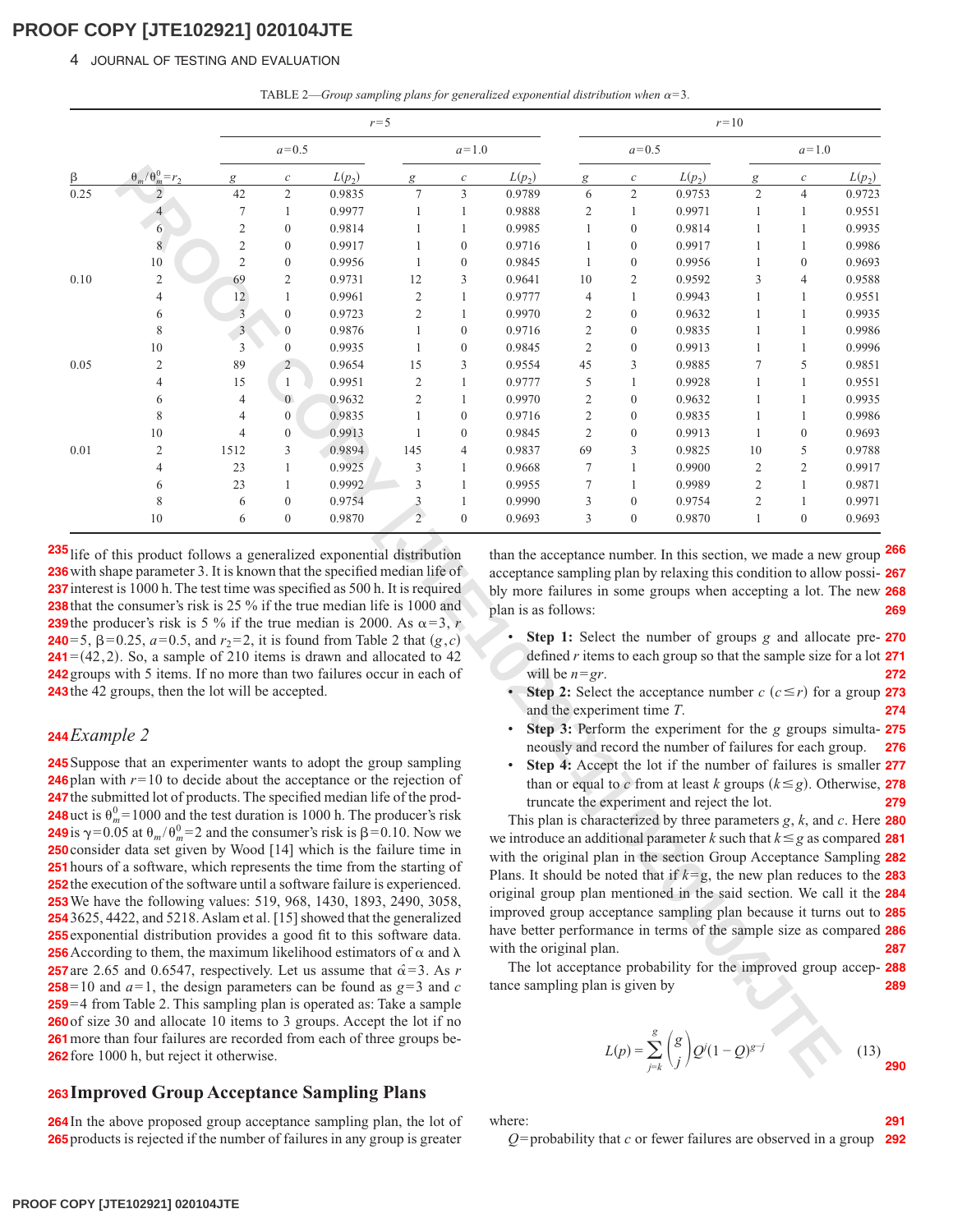TABLE 2—*Group sampling plans for generalized exponential distribution when* $\alpha=3$.

| | | $r=5$ | | | | | | $r=10$ | | | | | |
|---|---|---|---|---|---|---|---|---|---|---|---|---|---|
| | | $a=0.5$ | | | $a=1.0$ | | | $a=0.5$ | | | $a=1.0$ | | |
| $\beta$ | $\theta_m/\theta_m^0=r_2$ | $g$ | $c$ | $L(p_2)$ | $g$ | $c$ | $L(p_2)$ | $g$ | $c$ | $L(p_2)$ | $g$ | $c$ | $L(p_2)$ |
| 0.25 | 2 | 42 | 2 | 0.9835 | 7 | 3 | 0.9789 | 6 | 2 | 0.9753 | 2 | 4 | 0.9723 |
| | 4 | 7 | 1 | 0.9977 | 1 | 1 | 0.9888 | 2 | 1 | 0.9971 | 1 | 1 | 0.9551 |
| | 6 | 2 | 0 | 0.9814 | 1 | 1 | 0.9985 | 1 | 0 | 0.9814 | 1 | 1 | 0.9935 |
| | 8 | 2 | 0 | 0.9917 | 1 | 0 | 0.9716 | 1 | 0 | 0.9917 | 1 | 1 | 0.9986 |
| | 10 | 2 | 0 | 0.9956 | 1 | 0 | 0.9845 | 1 | 0 | 0.9956 | 1 | 0 | 0.9693 |
| 0.10 | 2 | 69 | 2 | 0.9731 | 12 | 3 | 0.9641 | 10 | 2 | 0.9592 | 3 | 4 | 0.9588 |
| | 4 | 12 | 1 | 0.9961 | 2 | 1 | 0.9777 | 4 | 1 | 0.9943 | 1 | 1 | 0.9551 |
| | 6 | 3 | 0 | 0.9723 | 2 | 1 | 0.9970 | 2 | 0 | 0.9632 | 1 | 1 | 0.9935 |
| | 8 | 3 | 0 | 0.9876 | 1 | 0 | 0.9716 | 2 | 0 | 0.9835 | 1 | 1 | 0.9986 |
| | 10 | 3 | 0 | 0.9935 | 1 | 0 | 0.9845 | 2 | 0 | 0.9913 | 1 | 1 | 0.9996 |
| 0.05 | 2 | 89 | 2 | 0.9654 | 15 | 3 | 0.9554 | 45 | 3 | 0.9885 | 7 | 5 | 0.9851 |
| | 4 | 15 | 1 | 0.9951 | 2 | 1 | 0.9777 | 5 | 1 | 0.9928 | 1 | 1 | 0.9551 |
| | 6 | 4 | 0 | 0.9632 | 2 | 1 | 0.9970 | 2 | 0 | 0.9632 | 1 | 1 | 0.9935 |
| | 8 | 4 | 0 | 0.9835 | 1 | 0 | 0.9716 | 2 | 0 | 0.9835 | 1 | 1 | 0.9986 |
| | 10 | 4 | 0 | 0.9913 | 1 | 0 | 0.9845 | 2 | 0 | 0.9913 | 1 | 0 | 0.9693 |
| 0.01 | 2 | 1512 | 3 | 0.9894 | 145 | 4 | 0.9837 | 69 | 3 | 0.9825 | 10 | 5 | 0.9788 |
| | 4 | 23 | 1 | 0.9925 | 3 | 1 | 0.9668 | 7 | 1 | 0.9900 | 2 | 2 | 0.9917 |
| | 6 | 23 | 1 | 0.9992 | 3 | 1 | 0.9955 | 7 | 1 | 0.9989 | 2 | 1 | 0.9871 |
| | 8 | 6 | 0 | 0.9754 | 3 | 1 | 0.9990 | 3 | 0 | 0.9754 | 2 | 1 | 0.9971 |
| | 10 | 6 | 0 | 0.9870 | 2 | 0 | 0.9693 | 3 | 0 | 0.9870 | 1 | 0 | 0.9693 |

life of this product follows a generalized exponential distribution with shape parameter 3. It is known that the specified median life of interest is 1000 h. The test time was specified as 500 h. It is required that the consumer's risk is 25 % if the true median life is 1000 and the producer's risk is 5 % if the true median is 2000. As $\alpha=3$, $r=5$, $\beta=0.25$, $a=0.5$, and $r_2=2$, it is found from Table 2 that $(g,c)=(42,2)$. So, a sample of 210 items is drawn and allocated to 42 groups with 5 items. If no more than two failures occur in each of the 42 groups, then the lot will be accepted.

### *Example 2*

Suppose that an experimenter wants to adopt the group sampling plan with $r=10$ to decide about the acceptance or the rejection of the submitted lot of products. The specified median life of the product is $\theta_m^0=1000$ and the test duration is 1000 h. The producer's risk is $\gamma=0.05$ at $\theta_m/\theta_m^0=2$ and the consumer's risk is $\beta=0.10$. Now we consider data set given by Wood [14] which is the failure time in hours of a software, which represents the time from the starting of the execution of the software until a software failure is experienced. We have the following values: 519, 968, 1430, 1893, 2490, 3058, 3625, 4422, and 5218. Aslam et al. [15] showed that the generalized exponential distribution provides a good fit to this software data. According to them, the maximum likelihood estimators of $\alpha$ and $\lambda$ are 2.65 and 0.6547, respectively. Let us assume that $\hat{\alpha}=3$. As $r=10$ and $a=1$, the design parameters can be found as $g=3$ and $c=4$ from Table 2. This sampling plan is operated as: Take a sample of size 30 and allocate 10 items to 3 groups. Accept the lot if no more than four failures are recorded from each of three groups before 1000 h, but reject it otherwise.

## Improved Group Acceptance Sampling Plans

In the above proposed group acceptance sampling plan, the lot of products is rejected if the number of failures in any group is greater than the acceptance number. In this section, we made a new group acceptance sampling plan by relaxing this condition to allow possibly more failures in some groups when accepting a lot. The new plan is as follows:

- **Step 1:** Select the number of groups $g$ and allocate predefined $r$ items to each group so that the sample size for a lot will be $n=gr$.
- **Step 2:** Select the acceptance number $c$ $(c\leq r)$ for a group and the experiment time $T$.
- **Step 3:** Perform the experiment for the $g$ groups simultaneously and record the number of failures for each group.
- **Step 4:** Accept the lot if the number of failures is smaller than or equal to $c$ from at least $k$ groups $(k\leq g)$. Otherwise, truncate the experiment and reject the lot.

This plan is characterized by three parameters $g$, $k$, and $c$. Here we introduce an additional parameter $k$ such that $k\leq g$ as compared with the original plan in the section Group Acceptance Sampling Plans. It should be noted that if $k=g$, the new plan reduces to the original group plan mentioned in the said section. We call it the improved group acceptance sampling plan because it turns out to have better performance in terms of the sample size as compared with the original plan.

The lot acceptance probability for the improved group acceptance sampling plan is given by

$$L(p)=\sum_{j=k}^{g}\binom{g}{j}Q^{j}(1-Q)^{g-j} \tag{13}$$

where:

$Q$=probability that $c$ or fewer failures are observed in a group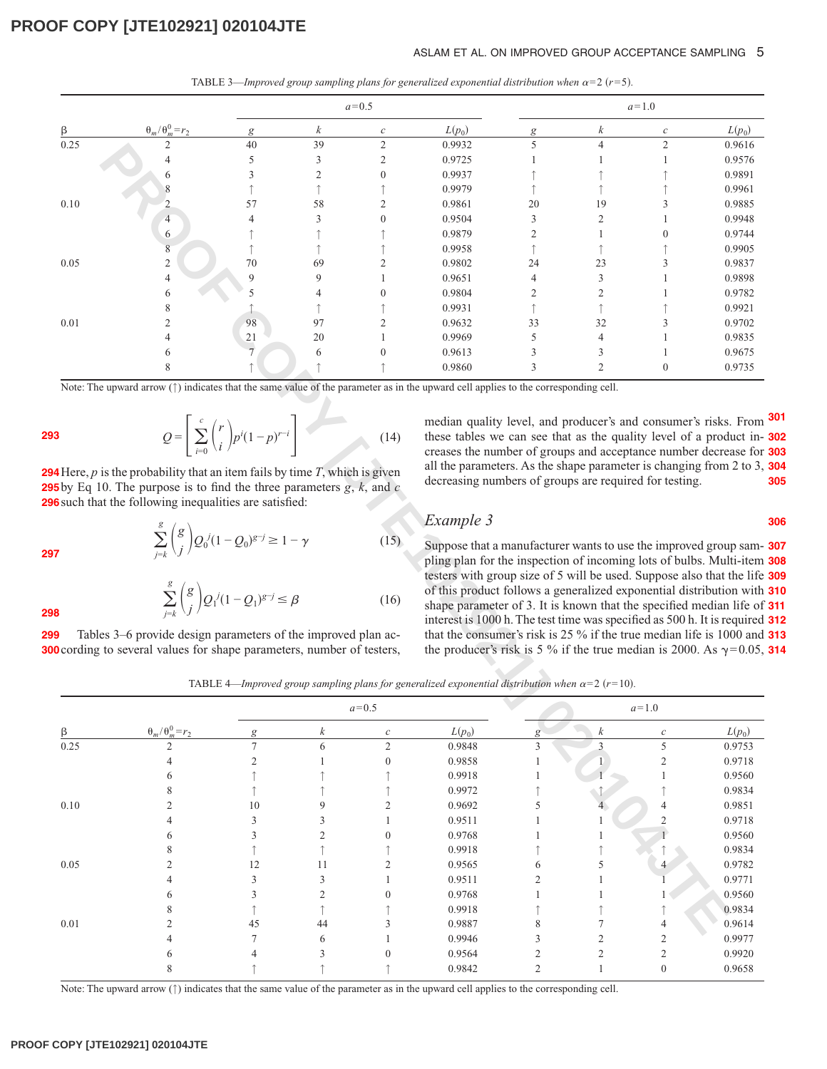TABLE 3—*Improved group sampling plans for generalized exponential distribution when* $\alpha$=2 ($r$=5).

| β | $\theta_m/\theta_m^0=r_2$ | $a$=0.5 | | | | $a$=1.0 | | | |
|---|---|---|---|---|---|---|---|---|---|
| | | $g$ | $k$ | $c$ | $L(p_0)$ | $g$ | $k$ | $c$ | $L(p_0)$ |
| 0.25 | 2 | 40 | 39 | 2 | 0.9932 | 5 | 4 | 2 | 0.9616 |
| | 4 | 5 | 3 | 2 | 0.9725 | 1 | 1 | 1 | 0.9576 |
| | 6 | 3 | 2 | 0 | 0.9937 | ↑ | ↑ | ↑ | 0.9891 |
| | 8 | ↑ | ↑ | ↑ | 0.9979 | ↑ | ↑ | ↑ | 0.9961 |
| 0.10 | 2 | 57 | 58 | 2 | 0.9861 | 20 | 19 | 3 | 0.9885 |
| | 4 | 4 | 3 | 0 | 0.9504 | 3 | 2 | 1 | 0.9948 |
| | 6 | ↑ | ↑ | ↑ | 0.9879 | 2 | 1 | 0 | 0.9744 |
| | 8 | ↑ | ↑ | ↑ | 0.9958 | ↑ | ↑ | ↑ | 0.9905 |
| 0.05 | 2 | 70 | 69 | 2 | 0.9802 | 24 | 23 | 3 | 0.9837 |
| | 4 | 9 | 9 | 1 | 0.9651 | 4 | 3 | 1 | 0.9898 |
| | 6 | 5 | 4 | 0 | 0.9804 | 2 | 2 | 1 | 0.9782 |
| | 8 | ↑ | ↑ | ↑ | 0.9931 | ↑ | ↑ | ↑ | 0.9921 |
| 0.01 | 2 | 98 | 97 | 2 | 0.9632 | 33 | 32 | 3 | 0.9702 |
| | 4 | 21 | 20 | 1 | 0.9969 | 5 | 4 | 1 | 0.9835 |
| | 6 | 7 | 6 | 0 | 0.9613 | 3 | 3 | 1 | 0.9675 |
| | 8 | ↑ | ↑ | ↑ | 0.9860 | 3 | 2 | 0 | 0.9735 |

Note: The upward arrow (↑) indicates that the same value of the parameter as in the upward cell applies to the corresponding cell.

$$Q=\left[\sum_{i=0}^{c}\binom{r}{i}p^{i}(1-p)^{r-i}\right] \tag{14}$$

Here, $p$ is the probability that an item fails by time $T$, which is given by Eq 10. The purpose is to find the three parameters $g$, $k$, and $c$ such that the following inequalities are satisfied:

$$\sum_{j=k}^{g}\binom{g}{j}Q_0^{j}(1-Q_0)^{g-j}\geq 1-\gamma \tag{15}$$

$$\sum_{j=k}^{g}\binom{g}{j}Q_1^{j}(1-Q_1)^{g-j}\leq \beta \tag{16}$$

Tables 3–6 provide design parameters of the improved plan according to several values for shape parameters, number of testers, median quality level, and producer's and consumer's risks. From these tables we can see that as the quality level of a product increases the number of groups and acceptance number decrease for all the parameters. As the shape parameter is changing from 2 to 3, decreasing numbers of groups are required for testing.

### *Example 3*

Suppose that a manufacturer wants to use the improved group sampling plan for the inspection of incoming lots of bulbs. Multi-item testers with group size of 5 will be used. Suppose also that the life of this product follows a generalized exponential distribution with shape parameter of 3. It is known that the specified median life of interest is 1000 h. The test time was specified as 500 h. It is required that the consumer's risk is 25 % if the true median life is 1000 and the producer's risk is 5 % if the true median is 2000. As $\gamma$=0.05,

TABLE 4—*Improved group sampling plans for generalized exponential distribution when* $\alpha$=2 ($r$=10).

| β | $\theta_m/\theta_m^0=r_2$ | $a$=0.5 | | | | $a$=1.0 | | | |
|---|---|---|---|---|---|---|---|---|---|
| | | $g$ | $k$ | $c$ | $L(p_0)$ | $g$ | $k$ | $c$ | $L(p_0)$ |
| 0.25 | 2 | 7 | 6 | 2 | 0.9848 | 3 | 3 | 5 | 0.9753 |
| | 4 | 2 | 1 | 0 | 0.9858 | 1 | 1 | 2 | 0.9718 |
| | 6 | ↑ | ↑ | ↑ | 0.9918 | 1 | 1 | 1 | 0.9560 |
| | 8 | ↑ | ↑ | ↑ | 0.9972 | ↑ | ↑ | ↑ | 0.9834 |
| 0.10 | 2 | 10 | 9 | 2 | 0.9692 | 5 | 4 | 4 | 0.9851 |
| | 4 | 3 | 3 | 1 | 0.9511 | 1 | 1 | 2 | 0.9718 |
| | 6 | 3 | 2 | 0 | 0.9768 | 1 | 1 | 1 | 0.9560 |
| | 8 | ↑ | ↑ | ↑ | 0.9918 | ↑ | ↑ | ↑ | 0.9834 |
| 0.05 | 2 | 12 | 11 | 2 | 0.9565 | 6 | 5 | 4 | 0.9782 |
| | 4 | 3 | 3 | 1 | 0.9511 | 2 | 1 | 1 | 0.9771 |
| | 6 | 3 | 2 | 0 | 0.9768 | 1 | 1 | 1 | 0.9560 |
| | 8 | ↑ | ↑ | ↑ | 0.9918 | ↑ | ↑ | ↑ | 0.9834 |
| 0.01 | 2 | 45 | 44 | 3 | 0.9887 | 8 | 7 | 4 | 0.9614 |
| | 4 | 7 | 6 | 1 | 0.9946 | 3 | 2 | 2 | 0.9977 |
| | 6 | 4 | 3 | 0 | 0.9564 | 2 | 2 | 2 | 0.9920 |
| | 8 | ↑ | ↑ | ↑ | 0.9842 | 2 | 1 | 0 | 0.9658 |

Note: The upward arrow (↑) indicates that the same value of the parameter as in the upward cell applies to the corresponding cell.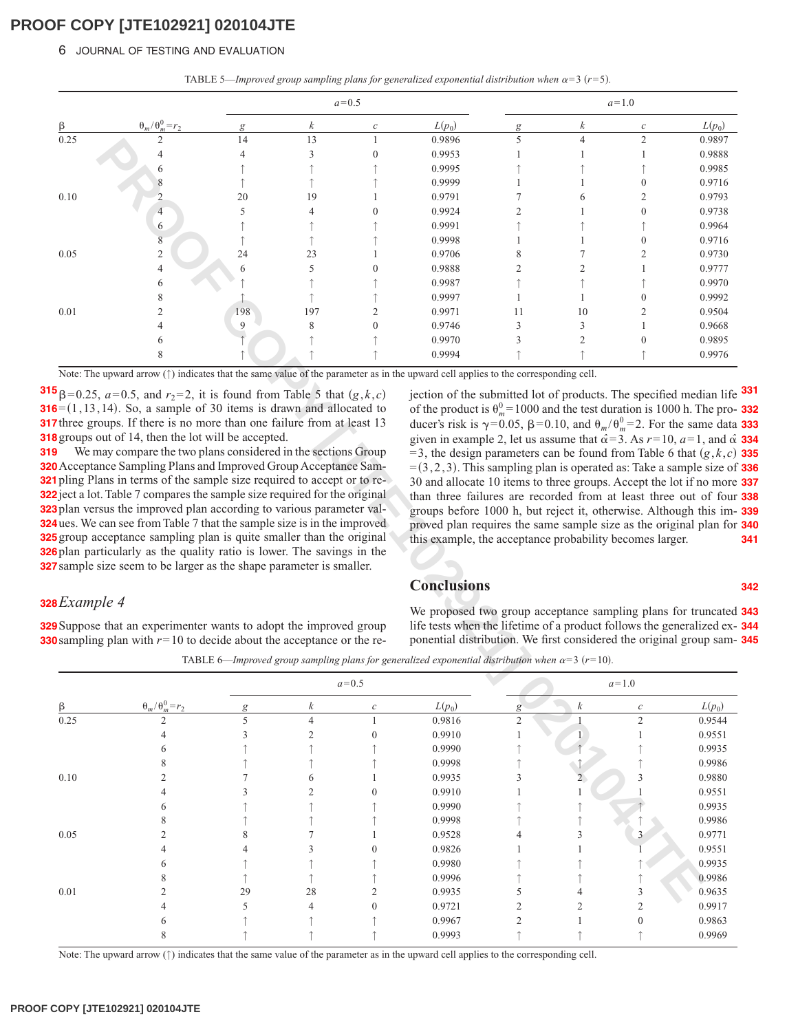TABLE 5—*Improved group sampling plans for generalized exponential distribution when* $\alpha=3$ $(r=5)$.

| β | $\theta_m/\theta_m^0=r_2$ | $a=0.5$ | | | | $a=1.0$ | | | |
|---|---|---|---|---|---|---|---|---|---|
| | | $g$ | $k$ | $c$ | $L(p_0)$ | $g$ | $k$ | $c$ | $L(p_0)$ |
| 0.25 | 2 | 14 | 13 | 1 | 0.9896 | 5 | 4 | 2 | 0.9897 |
| | 4 | 4 | 3 | 0 | 0.9953 | 1 | 1 | 1 | 0.9888 |
| | 6 | ↑ | ↑ | ↑ | 0.9995 | ↑ | ↑ | ↑ | 0.9985 |
| | 8 | ↑ | ↑ | ↑ | 0.9999 | 1 | 1 | 0 | 0.9716 |
| 0.10 | 2 | 20 | 19 | 1 | 0.9791 | 7 | 6 | 2 | 0.9793 |
| | 4 | 5 | 4 | 0 | 0.9924 | 2 | 1 | 0 | 0.9738 |
| | 6 | ↑ | ↑ | ↑ | 0.9991 | ↑ | ↑ | ↑ | 0.9964 |
| | 8 | ↑ | ↑ | ↑ | 0.9998 | 1 | 1 | 0 | 0.9716 |
| 0.05 | 2 | 24 | 23 | 1 | 0.9706 | 8 | 7 | 2 | 0.9730 |
| | 4 | 6 | 5 | 0 | 0.9888 | 2 | 2 | 1 | 0.9777 |
| | 6 | ↑ | ↑ | ↑ | 0.9987 | ↑ | ↑ | ↑ | 0.9970 |
| | 8 | ↑ | ↑ | ↑ | 0.9997 | 1 | 1 | 0 | 0.9992 |
| 0.01 | 2 | 198 | 197 | 2 | 0.9971 | 11 | 10 | 2 | 0.9504 |
| | 4 | 9 | 8 | 0 | 0.9746 | 3 | 3 | 1 | 0.9668 |
| | 6 | ↑ | ↑ | ↑ | 0.9970 | 3 | 2 | 0 | 0.9895 |
| | 8 | ↑ | ↑ | ↑ | 0.9994 | ↑ | ↑ | ↑ | 0.9976 |

Note: The upward arrow (↑) indicates that the same value of the parameter as in the upward cell applies to the corresponding cell.

$\beta=0.25$, $a=0.5$, and $r_2=2$, it is found from Table 5 that $(g,k,c)$ $=(1,13,14)$. So, a sample of 30 items is drawn and allocated to three groups. If there is no more than one failure from at least 13 groups out of 14, then the lot will be accepted.

We may compare the two plans considered in the sections Group Acceptance Sampling Plans and Improved Group Acceptance Sampling Plans in terms of the sample size required to accept or to reject a lot. Table 7 compares the sample size required for the original plan versus the improved plan according to various parameter values. We can see from Table 7 that the sample size in the improved group acceptance sampling plan is quite smaller than the original plan particularly as the quality ratio is lower. The savings in the sample size seem to be larger as the shape parameter is smaller.

### *Example 4*

Suppose that an experimenter wants to adopt the improved group sampling plan with $r=10$ to decide about the acceptance or the rejection of the submitted lot of products. The specified median life of the product is $\theta_m^0=1000$ and the test duration is 1000 h. The producer's risk is $\gamma=0.05$, $\beta=0.10$, and $\theta_m/\theta_m^0=2$. For the same data given in example 2, let us assume that $\hat{\alpha}=3$. As $r=10$, $a=1$, and $\hat{\alpha}$ $=3$, the design parameters can be found from Table 6 that $(g,k,c)$ $=(3,2,3)$. This sampling plan is operated as: Take a sample of size 30 and allocate 10 items to three groups. Accept the lot if no more than three failures are recorded from at least three out of four groups before 1000 h, but reject it, otherwise. Although this improved plan requires the same sample size as the original plan for this example, the acceptance probability becomes larger.

## Conclusions

We proposed two group acceptance sampling plans for truncated life tests when the lifetime of a product follows the generalized exponential distribution. We first considered the original group sam-

TABLE 6—*Improved group sampling plans for generalized exponential distribution when* $\alpha=3$ $(r=10)$.

| β | $\theta_m/\theta_m^0=r_2$ | $a=0.5$ | | | | $a=1.0$ | | | |
|---|---|---|---|---|---|---|---|---|---|
| | | $g$ | $k$ | $c$ | $L(p_0)$ | $g$ | $k$ | $c$ | $L(p_0)$ |
| 0.25 | 2 | 5 | 4 | 1 | 0.9816 | 2 | 1 | 2 | 0.9544 |
| | 4 | 3 | 2 | 0 | 0.9910 | 1 | 1 | 1 | 0.9551 |
| | 6 | ↑ | ↑ | ↑ | 0.9990 | ↑ | ↑ | ↑ | 0.9935 |
| | 8 | ↑ | ↑ | ↑ | 0.9998 | ↑ | ↑ | ↑ | 0.9986 |
| 0.10 | 2 | 7 | 6 | 1 | 0.9935 | 3 | 2 | 3 | 0.9880 |
| | 4 | 3 | 2 | 0 | 0.9910 | 1 | 1 | 1 | 0.9551 |
| | 6 | ↑ | ↑ | ↑ | 0.9990 | ↑ | ↑ | ↑ | 0.9935 |
| | 8 | ↑ | ↑ | ↑ | 0.9998 | ↑ | ↑ | ↑ | 0.9986 |
| 0.05 | 2 | 8 | 7 | 1 | 0.9528 | 4 | 3 | 3 | 0.9771 |
| | 4 | 4 | 3 | 0 | 0.9826 | 1 | 1 | 1 | 0.9551 |
| | 6 | ↑ | ↑ | ↑ | 0.9980 | ↑ | ↑ | ↑ | 0.9935 |
| | 8 | ↑ | ↑ | ↑ | 0.9996 | ↑ | ↑ | ↑ | 0.9986 |
| 0.01 | 2 | 29 | 28 | 2 | 0.9935 | 5 | 4 | 3 | 0.9635 |
| | 4 | 5 | 4 | 0 | 0.9721 | 2 | 2 | 2 | 0.9917 |
| | 6 | ↑ | ↑ | ↑ | 0.9967 | 2 | 1 | 0 | 0.9863 |
| | 8 | ↑ | ↑ | ↑ | 0.9993 | ↑ | ↑ | ↑ | 0.9969 |

Note: The upward arrow (↑) indicates that the same value of the parameter as in the upward cell applies to the corresponding cell.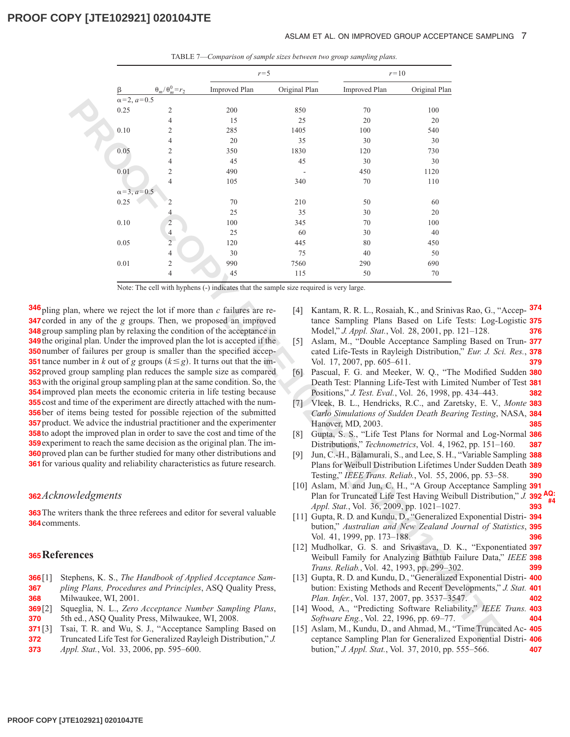TABLE 7—*Comparison of sample sizes between two group sampling plans.*

| β | $\theta_m/\theta_m^0 = r_2$ | $r=5$ | | $r=10$ | |
|---|---|---|---|---|---|
| | | Improved Plan | Original Plan | Improved Plan | Original Plan |
| $\alpha=2$, $a=0.5$ | | | | | |
| 0.25 | 2 | 200 | 850 | 70 | 100 |
| | 4 | 15 | 25 | 20 | 20 |
| 0.10 | 2 | 285 | 1405 | 100 | 540 |
| | 4 | 20 | 35 | 30 | 30 |
| 0.05 | 2 | 350 | 1830 | 120 | 730 |
| | 4 | 45 | 45 | 30 | 30 |
| 0.01 | 2 | 490 | - | 450 | 1120 |
| | 4 | 105 | 340 | 70 | 110 |
| $\alpha=3$, $a=0.5$ | | | | | |
| 0.25 | 2 | 70 | 210 | 50 | 60 |
| | 4 | 25 | 35 | 30 | 20 |
| 0.10 | 2 | 100 | 345 | 70 | 100 |
| | 4 | 25 | 60 | 30 | 40 |
| 0.05 | 2 | 120 | 445 | 80 | 450 |
| | 4 | 30 | 75 | 40 | 50 |
| 0.01 | 2 | 990 | 7560 | 290 | 690 |
| | 4 | 45 | 115 | 50 | 70 |

Note: The cell with hyphens (-) indicates that the sample size required is very large.

pling plan, where we reject the lot if more than $c$ failures are recorded in any of the $g$ groups. Then, we proposed an improved group sampling plan by relaxing the condition of the acceptance in the original plan. Under the improved plan the lot is accepted if the number of failures per group is smaller than the specified acceptance number in $k$ out of $g$ groups ($k \leq g$). It turns out that the improved group sampling plan reduces the sample size as compared with the original group sampling plan at the same condition. So, the improved plan meets the economic criteria in life testing because cost and time of the experiment are directly attached with the number of items being tested for possible rejection of the submitted product. We advice the industrial practitioner and the experimenter to adopt the improved plan in order to save the cost and time of the experiment to reach the same decision as the original plan. The improved plan can be further studied for many other distributions and for various quality and reliability characteristics as future research.

## *Acknowledgments*

The writers thank the three referees and editor for several valuable comments.

## References

[1] Stephens, K. S., *The Handbook of Applied Acceptance Sampling Plans, Procedures and Principles*, ASQ Quality Press, Milwaukee, WI, 2001.

[2] Squeglia, N. L., *Zero Acceptance Number Sampling Plans*, 5th ed., ASQ Quality Press, Milwaukee, WI, 2008.

[3] Tsai, T. R. and Wu, S. J., "Acceptance Sampling Based on Truncated Life Test for Generalized Rayleigh Distribution," *J. Appl. Stat.*, Vol. 33, 2006, pp. 595–600.

[4] Kantam, R. R. L., Rosaiah, K., and Srinivas Rao, G., "Acceptance Sampling Plans Based on Life Tests: Log-Logistic Model," *J. Appl. Stat.*, Vol. 28, 2001, pp. 121–128.

[5] Aslam, M., "Double Acceptance Sampling Based on Truncated Life-Tests in Rayleigh Distribution," *Eur. J. Sci. Res.*, Vol. 17, 2007, pp. 605–611.

[6] Pascual, F. G. and Meeker, W. Q., "The Modified Sudden Death Test: Planning Life-Test with Limited Number of Test Positions," *J. Test. Eval.*, Vol. 26, 1998, pp. 434–443.

[7] Vlcek, B. L., Hendricks, R.C., and Zaretsky, E. V., *Monte Carlo Simulations of Sudden Death Bearing Testing*, NASA, Hanover, MD, 2003.

[8] Gupta, S. S., "Life Test Plans for Normal and Log-Normal Distributions," *Technometrics*, Vol. 4, 1962, pp. 151–160.

[9] Jun, C.-H., Balamurali, S., and Lee, S. H., "Variable Sampling Plans for Weibull Distribution Lifetimes Under Sudden Death Testing," *IEEE Trans. Reliab.*, Vol. 55, 2006, pp. 53–58.

[10] Aslam, M. and Jun, C. H., "A Group Acceptance Sampling Plan for Truncated Life Test Having Weibull Distribution," *J. Appl. Stat.*, Vol. 36, 2009, pp. 1021–1027.

[11] Gupta, R. D. and Kundu, D., "Generalized Exponential Distribution," *Australian and New Zealand Journal of Statistics*, Vol. 41, 1999, pp. 173–188.

[12] Mudholkar, G. S. and Srivastava, D. K., "Exponentiated Weibull Family for Analyzing Bathtub Failure Data," *IEEE Trans. Reliab.*, Vol. 42, 1993, pp. 299–302.

[13] Gupta, R. D. and Kundu, D., "Generalized Exponential Distribution: Existing Methods and Recent Developments," *J. Stat. Plan. Infer.*, Vol. 137, 2007, pp. 3537–3547.

[14] Wood, A., "Predicting Software Reliability," *IEEE Trans. Software Eng.*, Vol. 22, 1996, pp. 69–77.

[15] Aslam, M., Kundu, D., and Ahmad, M., "Time Truncated Acceptance Sampling Plan for Generalized Exponential Distribution," *J. Appl. Stat.*, Vol. 37, 2010, pp. 555–566.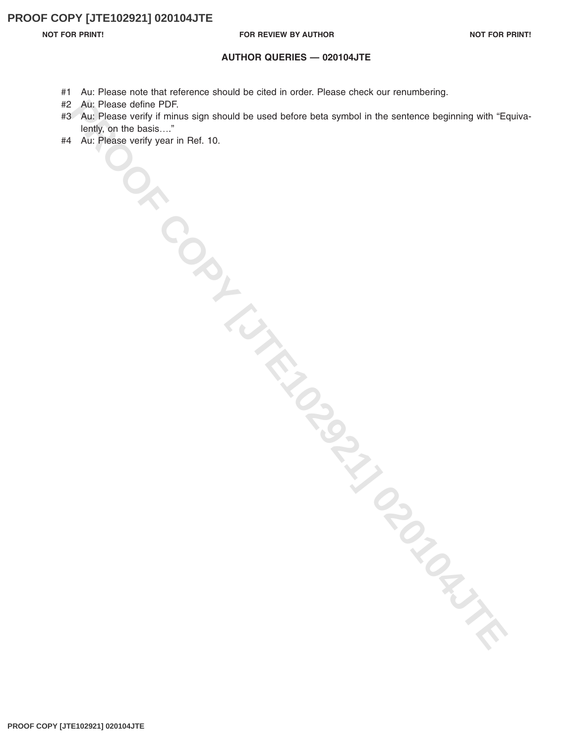## AUTHOR QUERIES — 020104JTE

#1 Au: Please note that reference should be cited in order. Please check our renumbering.

#2 Au: Please define PDF.

#3 Au: Please verify if minus sign should be used before beta symbol in the sentence beginning with "Equivalently, on the basis…."

#4 Au: Please verify year in Ref. 10.